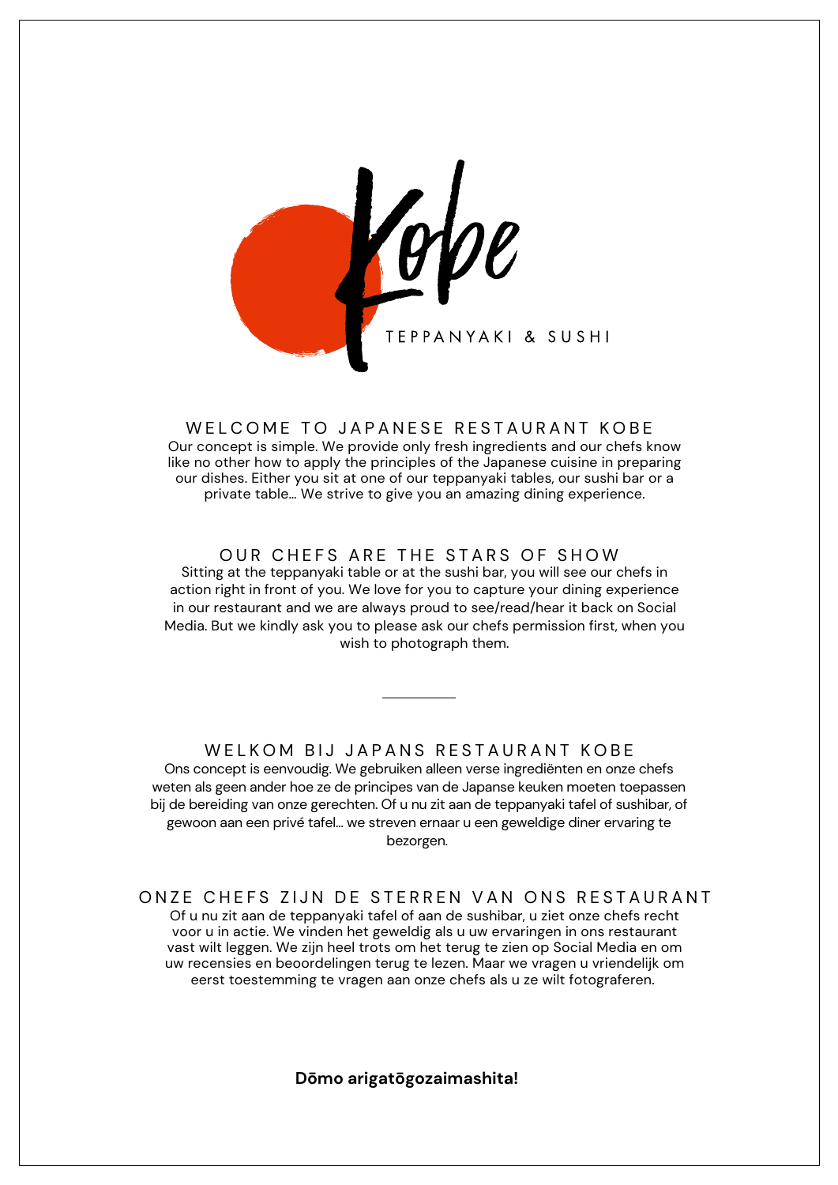# Kobe

TEPPANYAKI & SUSHI

## WELCOME TO JAPANESE RESTAURANT KOBE

Our concept is simple. We provide only fresh ingredients and our chefs know like no other how to apply the principles of the Japanese cuisine in preparing our dishes. Either you sit at one of our teppanyaki tables, our sushi bar or a private table... We strive to give you an amazing dining experience.

## OUR CHEFS ARE THE STARS OF SHOW

Sitting at the teppanyaki table or at the sushi bar, you will see our chefs in action right in front of you. We love for you to capture your dining experience in our restaurant and we are always proud to see/read/hear it back on Social Media. But we kindly ask you to please ask our chefs permission first, when you wish to photograph them.

---

## WELKOM BIJ JAPANS RESTAURANT KOBE

Ons concept is eenvoudig. We gebruiken alleen verse ingrediënten en onze chefs weten als geen ander hoe ze de principes van de Japanse keuken moeten toepassen bij de bereiding van onze gerechten. Of u nu zit aan de teppanyaki tafel of sushibar, of gewoon aan een privé tafel... we streven ernaar u een geweldige diner ervaring te bezorgen.

## ONZE CHEFS ZIJN DE STERREN VAN ONS RESTAURANT

Of u nu zit aan de teppanyaki tafel of aan de sushibar, u ziet onze chefs recht voor u in actie. We vinden het geweldig als u uw ervaringen in ons restaurant vast wilt leggen. We zijn heel trots om het terug te zien op Social Media en om uw recensies en beoordelingen terug te lezen. Maar we vragen u vriendelijk om eerst toestemming te vragen aan onze chefs als u ze wilt fotograferen.

**Dōmo arigatōgozaimashita!**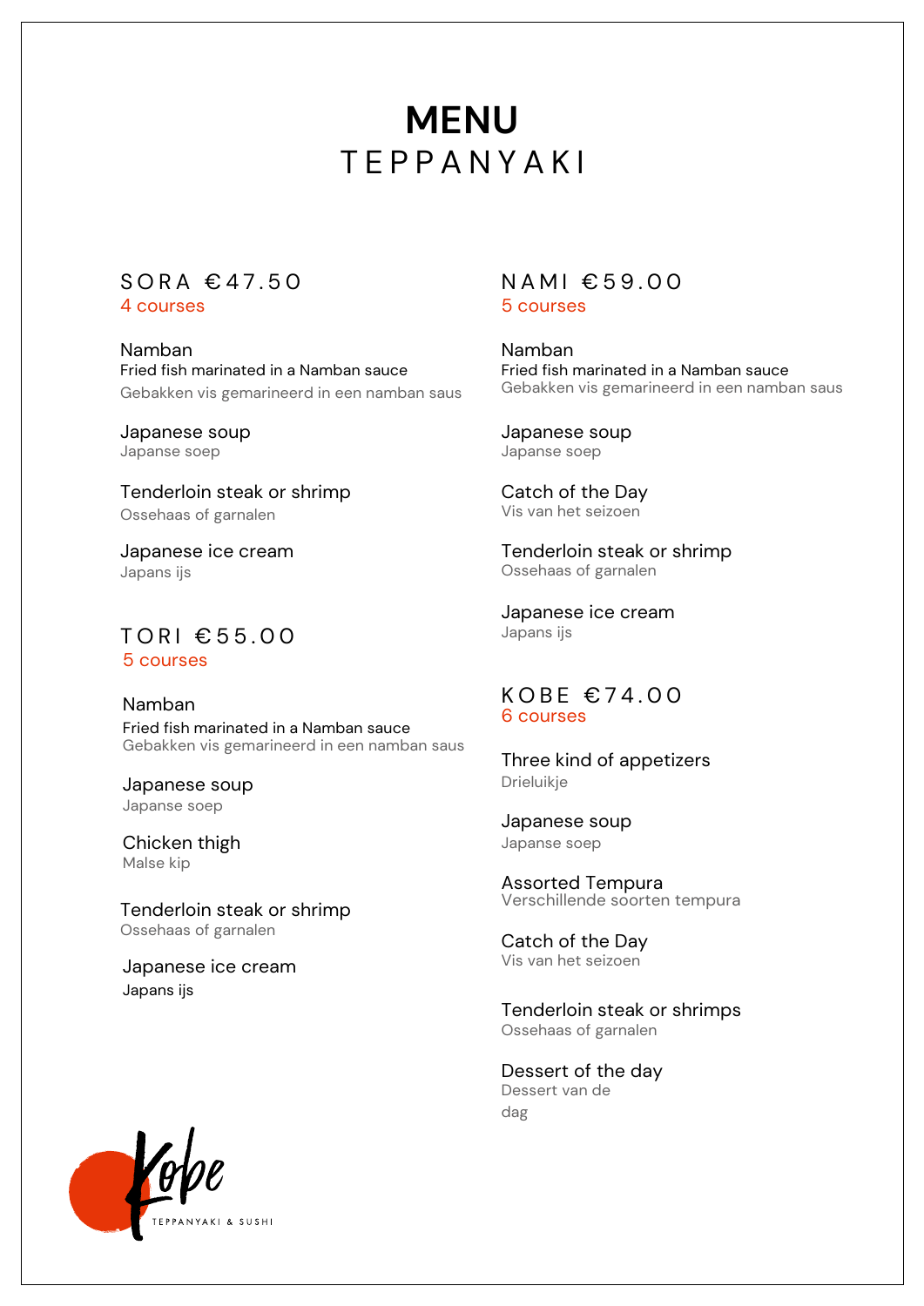# MENU
## TEPPANYAKI

### SORA €47.50
4 courses

Namban
Fried fish marinated in a Namban sauce
Gebakken vis gemarineerd in een namban saus

Japanese soup
Japanse soep

Tenderloin steak or shrimp
Ossehaas of garnalen

Japanese ice cream
Japans ijs

### TORI €55.00
5 courses

Namban
Fried fish marinated in a Namban sauce
Gebakken vis gemarineerd in een namban saus

Japanese soup
Japanse soep

Chicken thigh
Malse kip

Tenderloin steak or shrimp
Ossehaas of garnalen

Japanese ice cream
Japans ijs

### NAMI €59.00
5 courses

Namban
Fried fish marinated in a Namban sauce
Gebakken vis gemarineerd in een namban saus

Japanese soup
Japanse soep

Catch of the Day
Vis van het seizoen

Tenderloin steak or shrimp
Ossehaas of garnalen

Japanese ice cream
Japans ijs

### KOBE €74.00
6 courses

Three kind of appetizers
Drieluikje

Japanese soup
Japanse soep

Assorted Tempura
Verschillende soorten tempura

Catch of the Day
Vis van het seizoen

Tenderloin steak or shrimps
Ossehaas of garnalen

Dessert of the day
Dessert van de dag

Kobe
TEPPANYAKI & SUSHI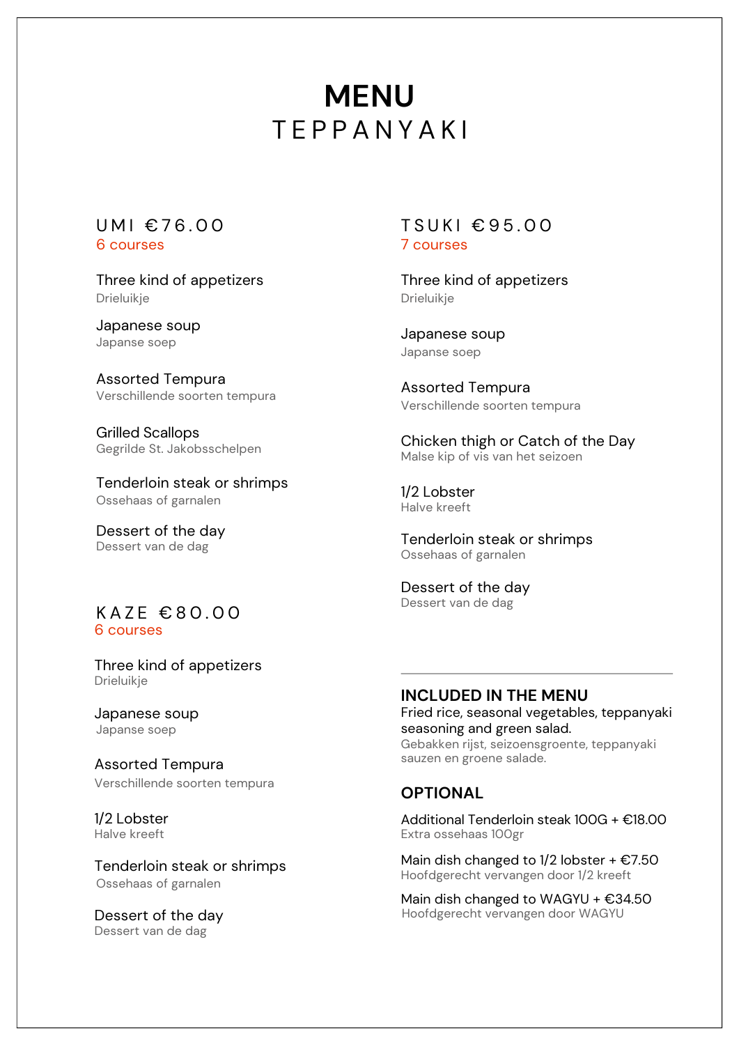# MENU
## TEPPANYAKI

### UMI €76.00
6 courses

Three kind of appetizers
Drieluikje

Japanese soup
Japanse soep

Assorted Tempura
Verschillende soorten tempura

Grilled Scallops
Gegrilde St. Jakobsschelpen

Tenderloin steak or shrimps
Ossehaas of garnalen

Dessert of the day
Dessert van de dag

### KAZE €80.00
6 courses

Three kind of appetizers
Drieluikje

Japanese soup
Japanse soep

Assorted Tempura
Verschillende soorten tempura

1/2 Lobster
Halve kreeft

Tenderloin steak or shrimps
Ossehaas of garnalen

Dessert of the day
Dessert van de dag

### TSUKI €95.00
7 courses

Three kind of appetizers
Drieluikje

Japanese soup
Japanse soep

Assorted Tempura
Verschillende soorten tempura

Chicken thigh or Catch of the Day
Malse kip of vis van het seizoen

1/2 Lobster
Halve kreeft

Tenderloin steak or shrimps
Ossehaas of garnalen

Dessert of the day
Dessert van de dag

---

**INCLUDED IN THE MENU**

Fried rice, seasonal vegetables, teppanyaki seasoning and green salad.
Gebakken rijst, seizoensgroente, teppanyaki sauzen en groene salade.

**OPTIONAL**

Additional Tenderloin steak 100G + €18.00
Extra ossehaas 100gr

Main dish changed to 1/2 lobster + €7.50
Hoofdgerecht vervangen door 1/2 kreeft

Main dish changed to WAGYU + €34.50
Hoofdgerecht vervangen door WAGYU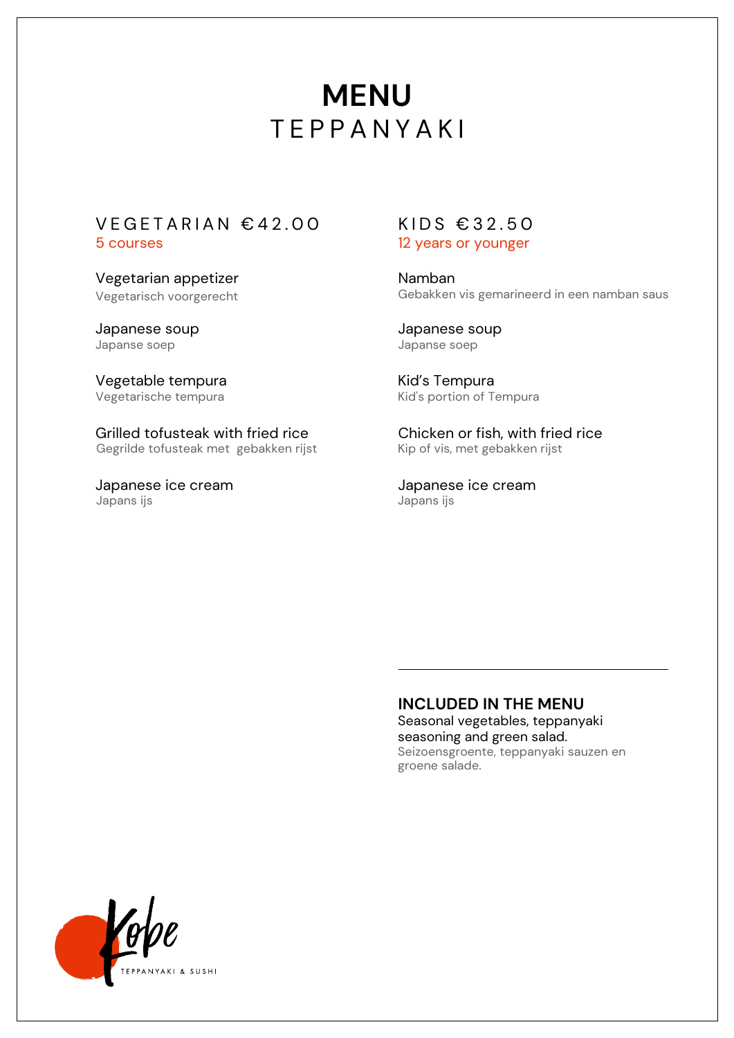# MENU
## TEPPANYAKI

### VEGETARIAN €42.00
5 courses

Vegetarian appetizer
Vegetarisch voorgerecht

Japanese soup
Japanse soep

Vegetable tempura
Vegetarische tempura

Grilled tofusteak with fried rice
Gegrilde tofusteak met gebakken rijst

Japanese ice cream
Japans ijs

### KIDS €32.50
12 years or younger

Namban
Gebakken vis gemarineerd in een namban saus

Japanese soup
Japanse soep

Kid's Tempura
Kid's portion of Tempura

Chicken or fish, with fried rice
Kip of vis, met gebakken rijst

Japanese ice cream
Japans ijs

---

**INCLUDED IN THE MENU**
Seasonal vegetables, teppanyaki seasoning and green salad.
Seizoensgroente, teppanyaki sauzen en groene salade.

Kobe
TEPPANYAKI & SUSHI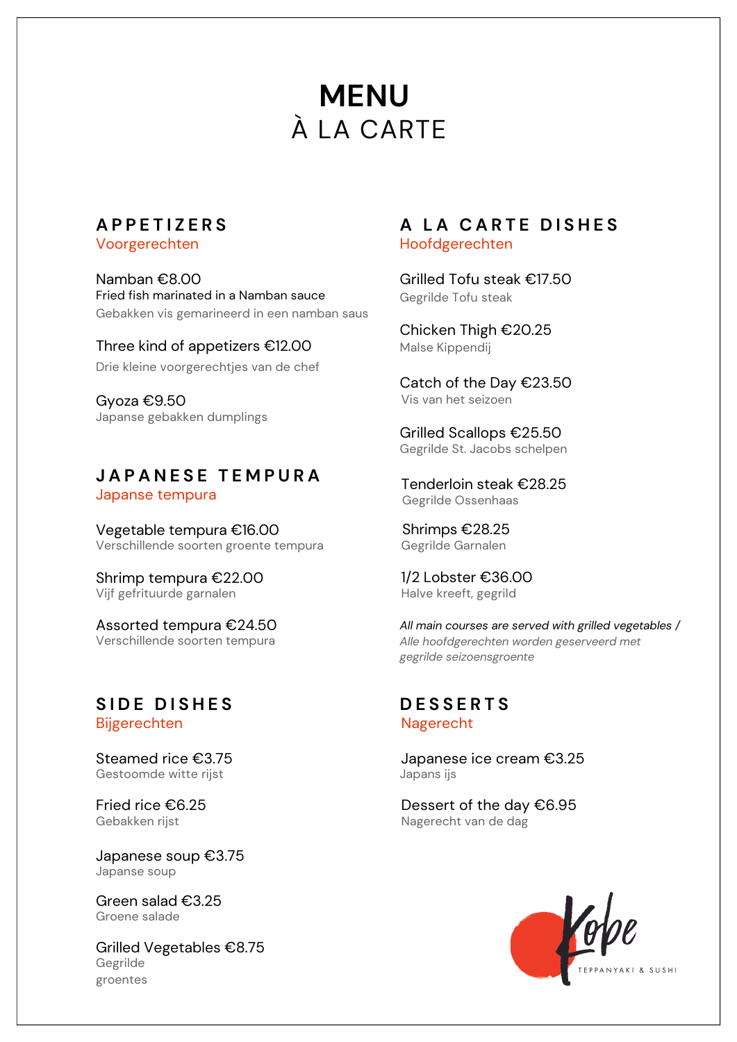# MENU
## À LA CARTE

### APPETIZERS
Voorgerechten

Namban €8.00
Fried fish marinated in a Namban sauce
Gebakken vis gemarineerd in een namban saus

Three kind of appetizers €12.00
Drie kleine voorgerechtjes van de chef

Gyoza €9.50
Japanse gebakken dumplings

### JAPANESE TEMPURA
Japanse tempura

Vegetable tempura €16.00
Verschillende soorten groente tempura

Shrimp tempura €22.00
Vijf gefrituurde garnalen

Assorted tempura €24.50
Verschillende soorten tempura

### SIDE DISHES
Bijgerechten

Steamed rice €3.75
Gestoomde witte rijst

Fried rice €6.25
Gebakken rijst

Japanese soup €3.75
Japanse soup

Green salad €3.25
Groene salade

Grilled Vegetables €8.75
Gegrilde groentes

### A LA CARTE DISHES
Hoofdgerechten

Grilled Tofu steak €17.50
Gegrilde Tofu steak

Chicken Thigh €20.25
Malse Kippendij

Catch of the Day €23.50
Vis van het seizoen

Grilled Scallops €25.50
Gegrilde St. Jacobs schelpen

Tenderloin steak €28.25
Gegrilde Ossenhaas

Shrimps €28.25
Gegrilde Garnalen

1/2 Lobster €36.00
Halve kreeft, gegrild

*All main courses are served with grilled vegetables / Alle hoofdgerechten worden geserveerd met gegrilde seizoensgroente*

### DESSERTS
Nagerecht

Japanese ice cream €3.25
Japans ijs

Dessert of the day €6.95
Nagerecht van de dag

Kobe
TEPPANYAKI & SUSHI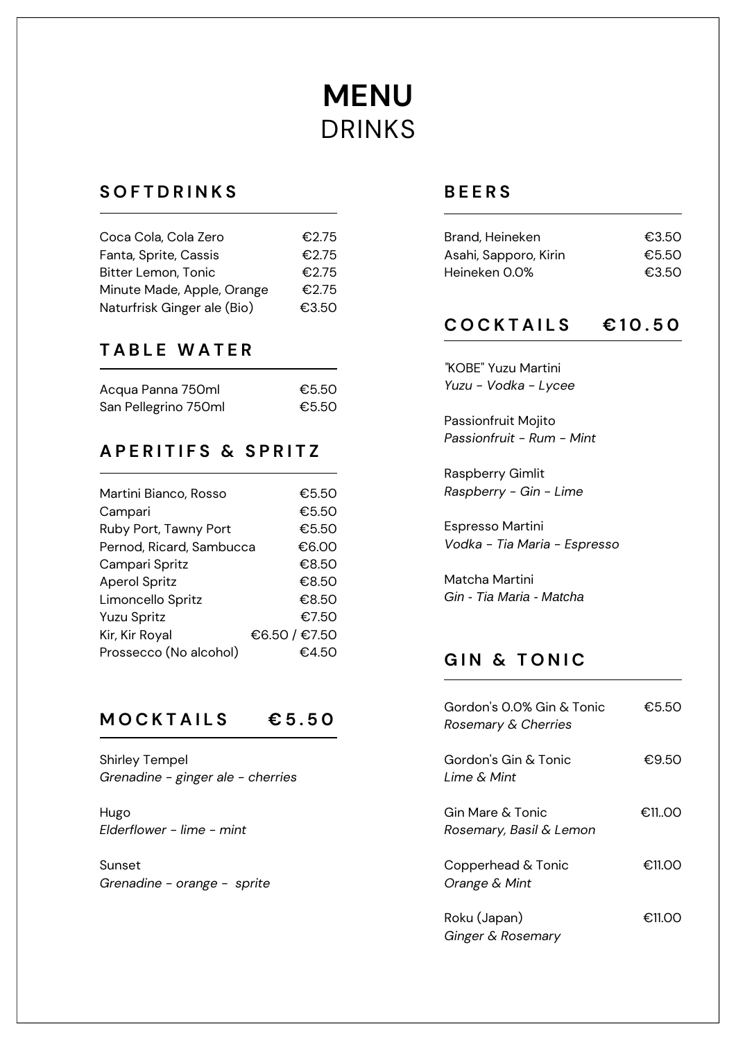# MENU
## DRINKS

### SOFTDRINKS

| | |
|---|---|
| Coca Cola, Cola Zero | €2.75 |
| Fanta, Sprite, Cassis | €2.75 |
| Bitter Lemon, Tonic | €2.75 |
| Minute Made, Apple, Orange | €2.75 |
| Naturfrisk Ginger ale (Bio) | €3.50 |

### TABLE WATER

| | |
|---|---|
| Acqua Panna 750ml | €5.50 |
| San Pellegrino 750ml | €5.50 |

### APERITIFS & SPRITZ

| | |
|---|---|
| Martini Bianco, Rosso | €5.50 |
| Campari | €5.50 |
| Ruby Port, Tawny Port | €5.50 |
| Pernod, Ricard, Sambucca | €6.00 |
| Campari Spritz | €8.50 |
| Aperol Spritz | €8.50 |
| Limoncello Spritz | €8.50 |
| Yuzu Spritz | €7.50 |
| Kir, Kir Royal | €6.50 / €7.50 |
| Prossecco (No alcohol) | €4.50 |

### MOCKTAILS €5.50

Shirley Tempel
*Grenadine - ginger ale - cherries*

Hugo
*Elderflower - lime - mint*

Sunset
*Grenadine - orange - sprite*

### BEERS

| | |
|---|---|
| Brand, Heineken | €3.50 |
| Asahi, Sapporo, Kirin | €5.50 |
| Heineken 0.0% | €3.50 |

### COCKTAILS €10.50

"KOBE" Yuzu Martini
*Yuzu - Vodka - Lycee*

Passionfruit Mojito
*Passionfruit - Rum - Mint*

Raspberry Gimlit
*Raspberry - Gin - Lime*

Espresso Martini
*Vodka - Tia Maria - Espresso*

Matcha Martini
*Gin - Tia Maria - Matcha*

### GIN & TONIC

Gordon's 0.0% Gin & Tonic — €5.50
*Rosemary & Cherries*

Gordon's Gin & Tonic — €9.50
*Lime & Mint*

Gin Mare & Tonic — €11..00
*Rosemary, Basil & Lemon*

Copperhead & Tonic — €11.00
*Orange & Mint*

Roku (Japan) — €11.00
*Ginger & Rosemary*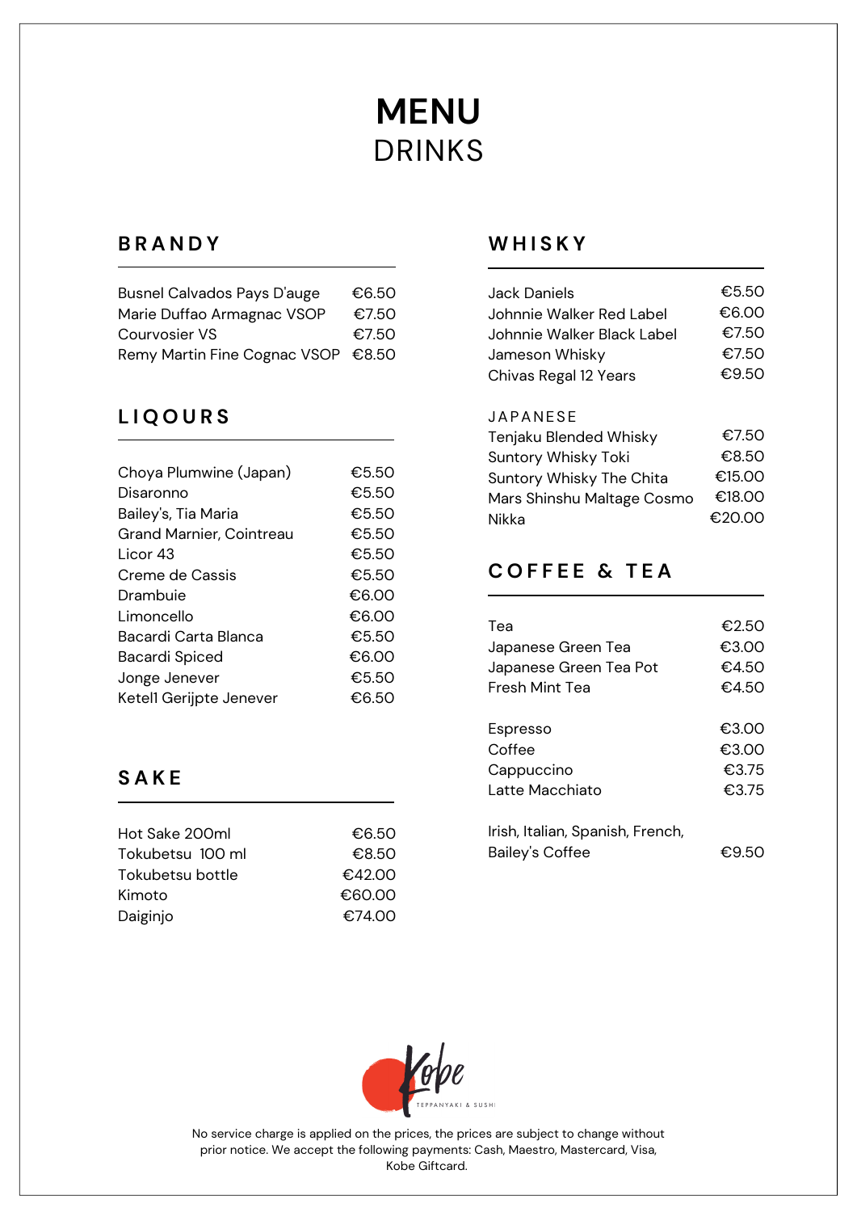# MENU

DRINKS

## BRANDY

| | |
|---|---|
| Busnel Calvados Pays D'auge | €6.50 |
| Marie Duffao Armagnac VSOP | €7.50 |
| Courvosier VS | €7.50 |
| Remy Martin Fine Cognac VSOP | €8.50 |

## LIQOURS

| | |
|---|---|
| Choya Plumwine (Japan) | €5.50 |
| Disaronno | €5.50 |
| Bailey's, Tia Maria | €5.50 |
| Grand Marnier, Cointreau | €5.50 |
| Licor 43 | €5.50 |
| Creme de Cassis | €5.50 |
| Drambuie | €6.00 |
| Limoncello | €6.00 |
| Bacardi Carta Blanca | €5.50 |
| Bacardi Spiced | €6.00 |
| Jonge Jenever | €5.50 |
| Ketell Gerijpte Jenever | €6.50 |

## SAKE

| | |
|---|---|
| Hot Sake 200ml | €6.50 |
| Tokubetsu 100 ml | €8.50 |
| Tokubetsu bottle | €42.00 |
| Kimoto | €60.00 |
| Daiginjo | €74.00 |

## WHISKY

| | |
|---|---|
| Jack Daniels | €5.50 |
| Johnnie Walker Red Label | €6.00 |
| Johnnie Walker Black Label | €7.50 |
| Jameson Whisky | €7.50 |
| Chivas Regal 12 Years | €9.50 |

### JAPANESE

| | |
|---|---|
| Tenjaku Blended Whisky | €7.50 |
| Suntory Whisky Toki | €8.50 |
| Suntory Whisky The Chita | €15.00 |
| Mars Shinshu Maltage Cosmo | €18.00 |
| Nikka | €20.00 |

## COFFEE & TEA

| | |
|---|---|
| Tea | €2.50 |
| Japanese Green Tea | €3.00 |
| Japanese Green Tea Pot | €4.50 |
| Fresh Mint Tea | €4.50 |
| Espresso | €3.00 |
| Coffee | €3.00 |
| Cappuccino | €3.75 |
| Latte Macchiato | €3.75 |
| Irish, Italian, Spanish, French, Bailey's Coffee | €9.50 |

Kobe
TEPPANYAKI & SUSHI

No service charge is applied on the prices, the prices are subject to change without prior notice. We accept the following payments: Cash, Maestro, Mastercard, Visa, Kobe Giftcard.